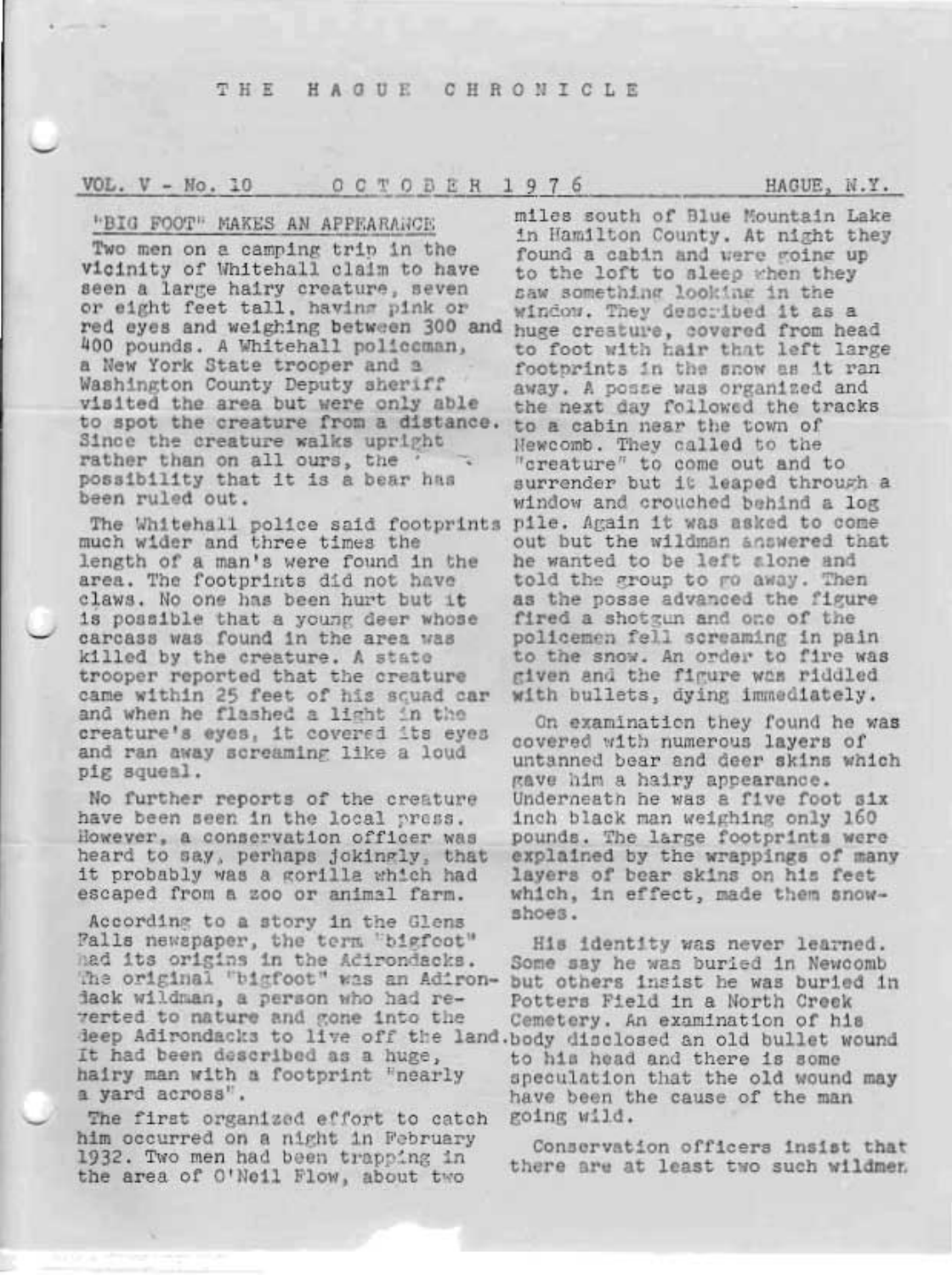# THE HAGUE CHRONICLE

VOL. V - No. 10 OCTOBER 1976 HAGUE, N.Y.

## "BIG FOOT" MAKES AN APPEARANCE

Two men on a camping trip in the vicinity of Whitehall claim to have seen a large hairy creature, seven or eight feet tall, having pink or red eyes and weighing between 300 and 400 pounds. A Whitehall policeman, a New York State trooper and a Washington County Deputy sheriff visited the area but were only able to spot the creature from a distance. Since the creature walks upright rather than on all ours, the possibility that it is a bear has been ruled out.

The Whitehall police said footprints much wider and three times the length of a man's were found in the area. The footprints did not have claws. No one has been hurt but it is possible that a young deer whose carcass was found in the area was killed by the creature. A state trooper reported that the creature came within 25 feet of his squad car and when he flashed a light in the creature's eyes, it covered its eyes and ran away screaming like a loud pig squeal.

No further reports of the creature have been seen in the local press. However, a conservation officer was heard to say, perhaps jokingly, that it probably was a gorilla which had escaped from a zoo or animal farm.

According to a story in the Glens Falls newspaper, the term "bigfoot" had its origins in the Adirondacks. The original "bigfoot" was an Adirondack wildman, a person who had reverted to nature and gone into the deep Adirondacks to live off the land. It had been described as a huge, hairy man with a footprint "nearly a yard across".

The first organized effort to catch him occurred on a night in February 1932. Two men had been trapping in the area of O'Neil Flow, about two miles south of Blue Mountain Lake in Hamilton County. At night they found a cabin and were going up to the loft to sleep when they saw something looking in the window. They described it as a huge creature, covered from head to foot with hair that left large footprints in the snow as it ran away. A posse was organized and the next day followed the tracks to a cabin near the town of Newcomb. They called to the "creature" to come out and to surrender but it leaped through a window and crouched behind a log pile. Again it was asked to come out but the wildman answered that he wanted to be left alone and told the group to go away. Then as the posse advanced the figure fired a shotgun and one of the policemen fell screaming in pain to the snow. An order to fire was given and the figure was riddled with bullets, dying immediately.

On examination they found he was covered with numerous layers of untanned bear and deer skins which gave him a hairy appearance. Underneath he was a five foot six inch black man weighing only 160 pounds. The large footprints were explained by the wrappings of many layers of bear skins on his feet which, in effect, made them snowshoes.

His identity was never learned. Some say he was buried in Newcomb but others insist he was buried in Potters Field in a North Creek Cemetery. An examination of his body disclosed an old bullet wound to his head and there is some speculation that the old wound may have been the cause of the man going wild.

Conservation officers insist that there are at least two such wildmen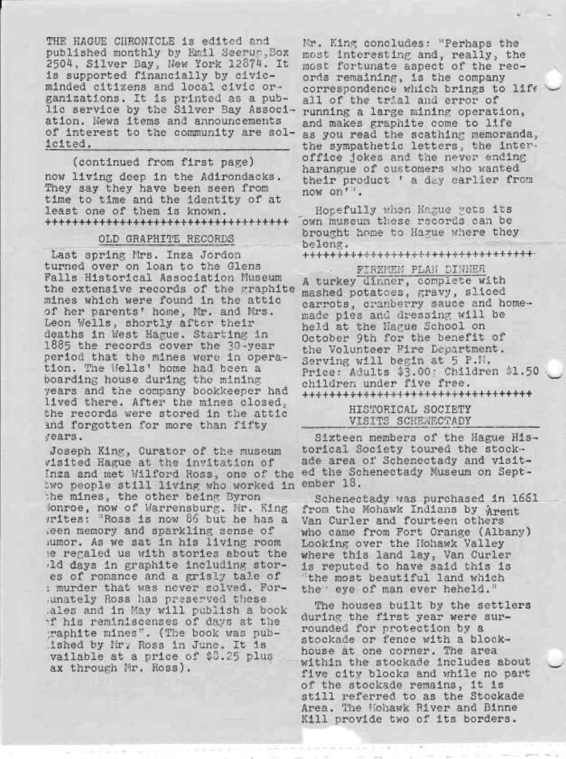THE HAGUE CHRONICLE is edited and published monthly by Emil Seerup, Box 2504, Silver Bay, New York 12874. It is supported financially by civic-minded citizens and local civic organizations. It is printed as a public service by the Silver Bay Association. News items and announcements of interest to the community are solicited.

(continued from first page)

now living deep in the Adirondacks. They say they have been seen from time to time and the identity of at least one of them is known.

++++++++++++++++++++++++++++++++++

## OLD GRAPHITE RECORDS

Last spring Mrs. Inza Jordon turned over on loan to the Glens Falls Historical Association Museum the extensive records of the graphite mines which were found in the attic of her parents' home, Mr. and Mrs. Leon Wells, shortly after their deaths in West Hague. Starting in 1885 the records cover the 30-year period that the mines were in operation. The Wells' home had been a boarding house during the mining years and the company bookkeeper had lived there. After the mines closed, the records were stored in the attic and forgotten for more than fifty years.

Joseph King, Curator of the museum visited Hague at the invitation of Inza and met Wilford Ross, one of the two people still living who worked in the mines, the other being Byron Monroe, now of Warrensburg. Mr. King writes: "Ross is now 86 but he has a keen memory and sparkling sense of humor. As we sat in his living room he regaled us with stories about the old days in graphite including stories of romance and a grisly tale of a murder that was never solved. Fortunately Ross has preserved these tales and in May will publish a book of his reminiscenses of days at the graphite mines". (The book was published by Mr. Ross in June. It is available at a price of $8.25 plus tax through Mr. Ross).

Mr. King concludes: "Perhaps the most interesting and, really, the most fortunate aspect of the records remaining, is the company correspondence which brings to life all of the trial and error of running a large mining operation, and makes graphite come to life as you read the scathing memoranda, the sympathetic letters, the inter-office jokes and the never ending harangue of customers who wanted their product ' a day earlier from now on'".

Hopefully when Hague gets its own museum these records can be brought home to Hague where they belong.

++++++++++++++++++++++++++++++++++

## FIREMEN PLAN DINNER

A turkey dinner, complete with mashed potatoes, gravy, sliced carrots, cranberry sauce and home-made pies and dressing will be held at the Hague School on October 9th for the benefit of the Volunteer Fire Department. Serving will begin at 5 P.M. Price: Adults $3.00; Children $1.50 children under five free.

++++++++++++++++++++++++++++++++++

## HISTORICAL SOCIETY VISITS SCHENECTADY

Sixteen members of the Hague Historical Society toured the stockade area of Schenectady and visited the Schenectady Museum on September 18.

Schenectady was purchased in 1661 from the Mohawk Indians by Arent Van Curler and fourteen others who came from Fort Orange (Albany) Looking over the Mohawk Valley where this land lay, Van Curler is reputed to have said this is "the most beautiful land which the eye of man ever heheld."

The houses built by the settlers during the first year were surrounded for protection by a stockade or fence with a blockhouse at one corner. The area within the stockade includes about five city blocks and while no part of the stockade remains, it is still referred to as the Stockade Area. The Mohawk River and Binne Kill provide two of its borders.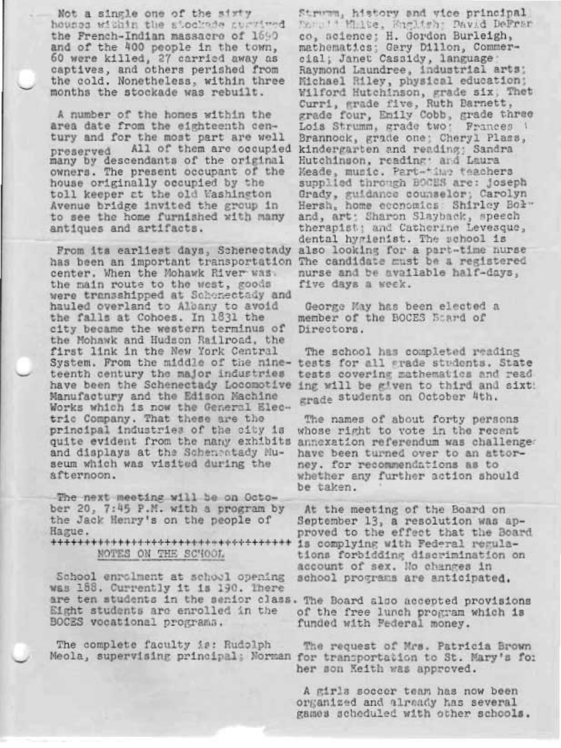Not a single one of the sixty houses within the stockade survived the French-Indian massacre of 1690 and of the 400 people in the town, 60 were killed, 27 carried away as captives, and others perished from the cold. Nonetheless, within three months the stockade was rebuilt.

A number of the homes within the area date from the eighteenth century and for the most part are well preserved. All of them are occupied many by descendants of the original owners. The present occupant of the house originally occupied by the toll keeper at the old Washington Avenue bridge invited the group in to see the home furnished with many antiques and artifacts.

From its earliest days, Schenectady has been an important transportation center. When the Mohawk River was the main route to the west, goods were transshipped at Schenectady and hauled overland to Albany to avoid the falls at Cohoes. In 1831 the city became the western terminus of the Mohawk and Hudson Railroad, the first link in the New York Central System. From the middle of the nineteenth century the major industries have been the Schenectady Locomotive Manufactury and the Edison Machine Works which is now the General Electric Company. That these are the principal industries of the city is quite evident from the many exhibits and displays at the Schenectady Museum which was visited during the afternoon.

The next meeting will be on October 20, 7:45 P.M. with a program by the Jack Henry's on the people of Hague.

++++++++++++++++++++++++++++++++++++

## NOTES ON THE SCHOOL

School enrolment at school opening was 188. Currently it is 190. There are ten students in the senior class. Eight students are enrolled in the BOCES vocational programs.

The complete faculty is: Rudolph Meola, supervising principal; Norman Strumm, history and vice principal; Donald White, English; David DeFranco, science; H. Gordon Burleigh, mathematics; Gary Dillon, Commercial; Janet Cassidy, language; Raymond Laundree, industrial arts; Michael Riley, physical education; Wilford Hutchinson, grade six; Thet Curri, grade five; Ruth Barnett, grade four; Emily Cobb, grade three; Lois Strumm, grade two; Frances Brannock, grade one; Cheryl Plass, kindergarten and reading; Sandra Hutchinson, reading; and Laura Meade, music. Part-time teachers supplied through BOCES are: Joseph Grady, guidance counselor; Carolyn Hersh, home economics; Shirley Boland, art; Sharon Slayback, speech therapist; and Catherine Levesque, dental hygienist. The school is also looking for a part-time nurse. The candidate must be a registered nurse and be available half-days, five days a week.

George May has been elected a member of the BOCES Board of Directors.

The school has completed reading tests for all grade students. State tests covering mathematics and reading will be given to third and sixth grade students on October 4th.

The names of about forty persons whose right to vote in the recent annexation referendum was challenged have been turned over to an attorney. for recommendations as to whether any further action should be taken.

At the meeting of the Board on September 13, a resolution was approved to the effect that the Board is complying with Federal regulations forbidding discrimination on account of sex. No changes in school programs are anticipated.

The Board also accepted provisions of the free lunch program which is funded with Federal money.

The request of Mrs. Patricia Brown for transportation to St. Mary's for her son Keith was approved.

A girls soccer team has now been organized and already has several games scheduled with other schools.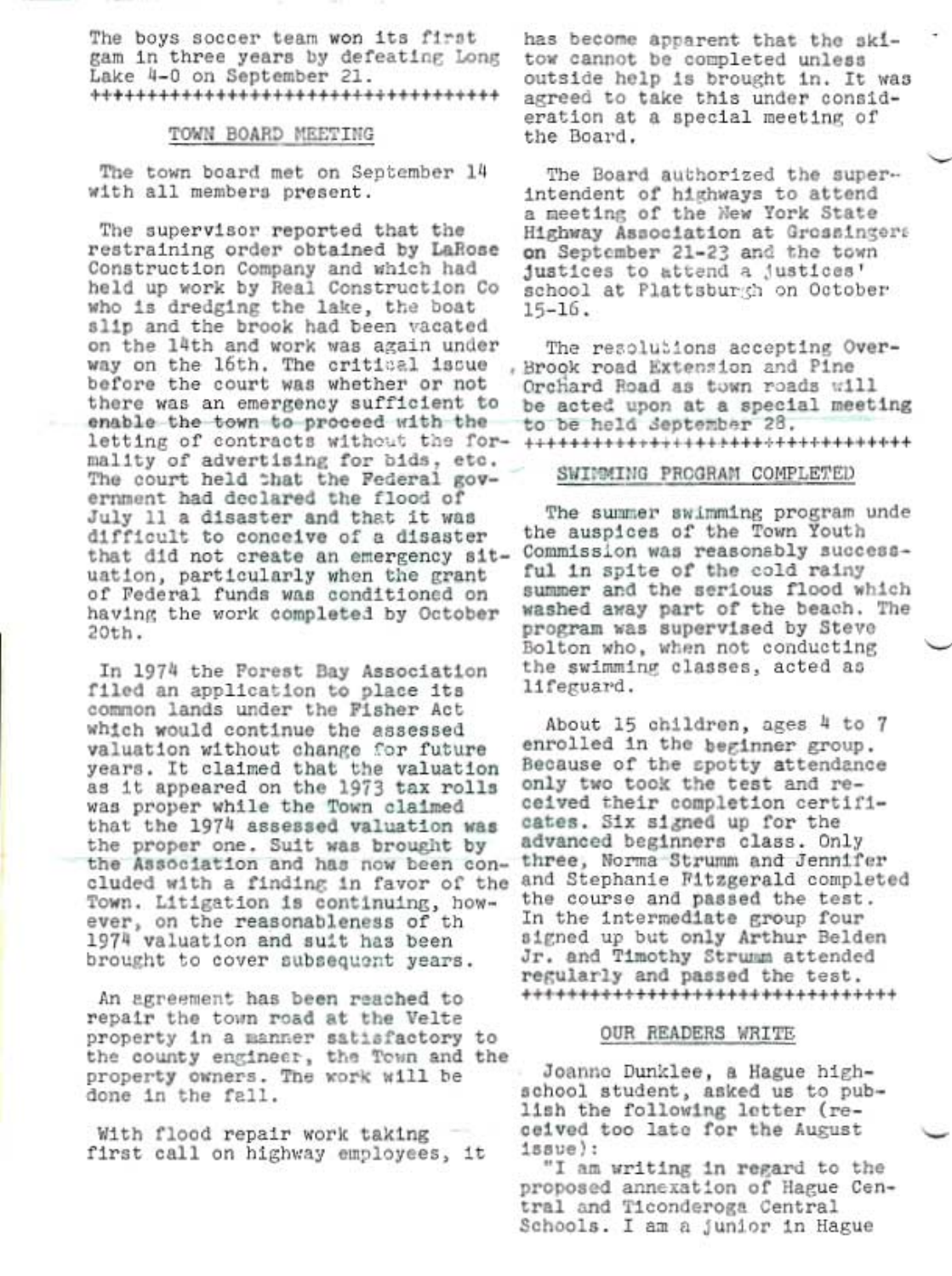The boys soccer team won its first gam in three years by defeating Long Lake 4-0 on September 21.

++++++++++++++++++++++++++++++++++++

## TOWN BOARD MEETING

The town board met on September 14 with all members present.

The supervisor reported that the restraining order obtained by LaRose Construction Company and which had held up work by Real Construction Co who is dredging the lake, the boat slip and the brook had been vacated on the 14th and work was again under way on the 16th. The critical issue before the court was whether or not there was an emergency sufficient to enable the town to proceed with the letting of contracts without the formality of advertising for bids, etc. The court held that the Federal government had declared the flood of July 11 a disaster and that it was difficult to conceive of a disaster that did not create an emergency situation, particularly when the grant of Federal funds was conditioned on having the work completed by October 20th.

In 1974 the Forest Bay Association filed an application to place its common lands under the Fisher Act which would continue the assessed valuation without change for future years. It claimed that the valuation as it appeared on the 1973 tax rolls was proper while the Town claimed that the 1974 assessed valuation was the proper one. Suit was brought by the Association and has now been concluded with a finding in favor of the Town. Litigation is continuing, however, on the reasonableness of th 1974 valuation and suit has been brought to cover subsequent years.

An agreement has been reached to repair the town road at the Velte property in a manner satisfactory to the county engineer, the Town and the property owners. The work will be done in the fall.

With flood repair work taking first call on highway employees, it has become apparent that the ski-tow cannot be completed unless outside help is brought in. It was agreed to take this under consideration at a special meeting of the Board.

The Board authorized the superintendent of highways to attend a meeting of the New York State Highway Association at Grossingers on September 21-23 and the town justices to attend a justices' school at Plattsburgh on October 15-16.

The resolutions accepting Over-Brook road Extension and Pine Orchard Road as town roads will be acted upon at a special meeting to be held September 28.

++++++++++++++++++++++++++++++++++++

## SWIMMING PROGRAM COMPLETED

The summer swimming program unde the auspices of the Town Youth Commission was reasonably successful in spite of the cold rainy summer and the serious flood which washed away part of the beach. The program was supervised by Steve Bolton who, when not conducting the swimming classes, acted as lifeguard.

About 15 children, ages 4 to 7 enrolled in the beginner group. Because of the spotty attendance only two took the test and received their completion certificates. Six signed up for the advanced beginners class. Only three, Norma Strumm and Jennifer and Stephanie Fitzgerald completed the course and passed the test. In the intermediate group four signed up but only Arthur Belden Jr. and Timothy Strumm attended regularly and passed the test.

++++++++++++++++++++++++++++++++++++

## OUR READERS WRITE

Joanne Dunklee, a Hague highschool student, asked us to publish the following letter (received too late for the August issue):

"I am writing in regard to the proposed annexation of Hague Central and Ticonderoga Central Schools. I am a junior in Hague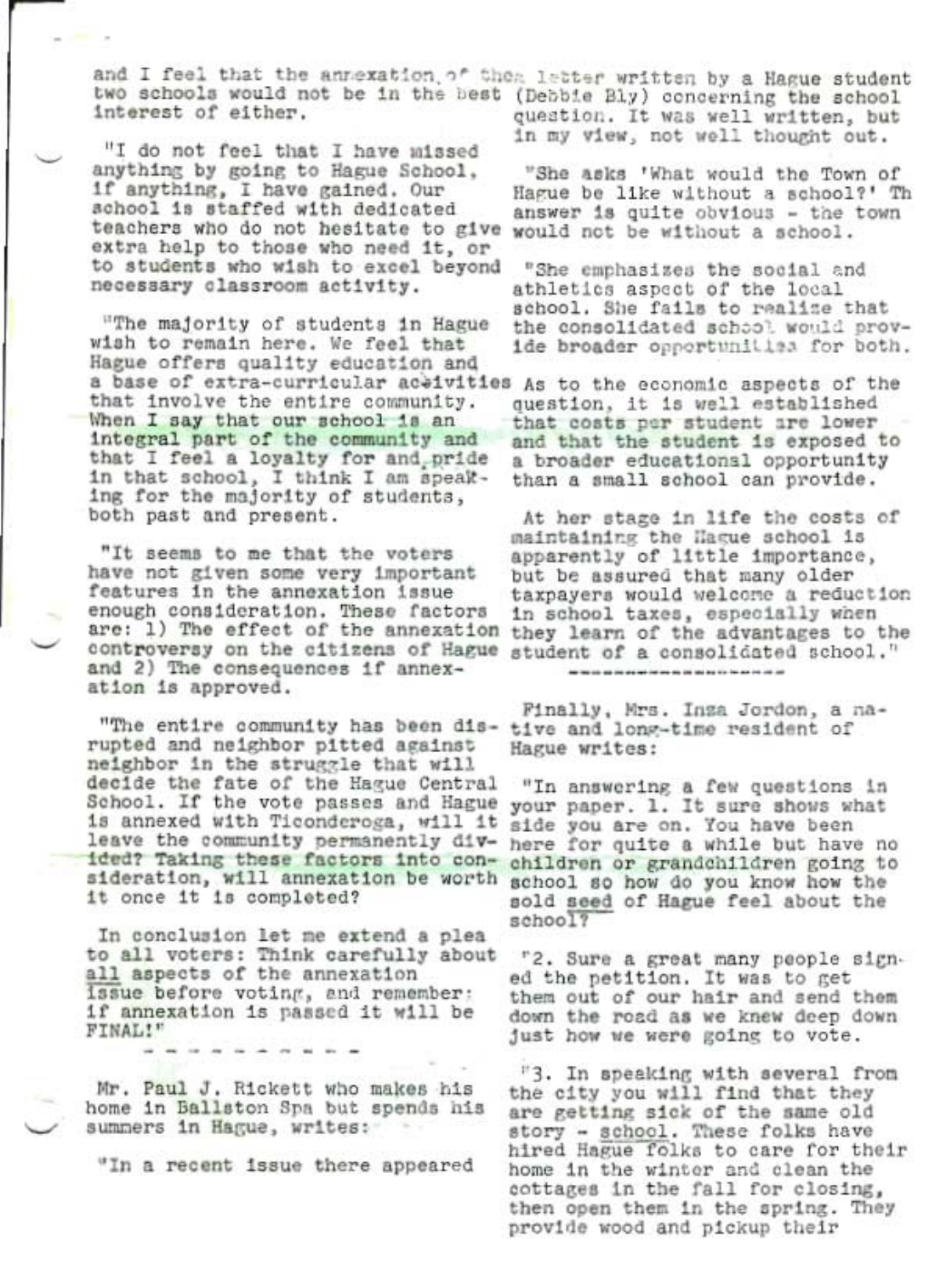and I feel that the annexation of the two schools would not be in the best interest of either.

"I do not feel that I have missed anything by going to Hague School, if anything, I have gained. Our school is staffed with dedicated teachers who do not hesitate to give extra help to those who need it, or to students who wish to excel beyond necessary classroom activity.

"The majority of students in Hague wish to remain here. We feel that Hague offers quality education and a base of extra-curricular activities that involve the entire community. When I say that our school is an integral part of the community and that I feel a loyalty for and pride in that school, I think I am speaking for the majority of students, both past and present.

"It seems to me that the voters have not given some very important features in the annexation issue enough consideration. These factors are: 1) The effect of the annexation controversy on the citizens of Hague and 2) The consequences if annexation is approved.

"The entire community has been disrupted and neighbor pitted against neighbor in the struggle that will decide the fate of the Hague Central School. If the vote passes and Hague is annexed with Ticonderoga, will it leave the community permanently divided? Taking these factors into consideration, will annexation be worth it once it is completed?

In conclusion let me extend a plea to all voters: Think carefully about all aspects of the annexation issue before voting, and remember: if annexation is passed it will be FINAL!"

\- - - - - - - - - -

Mr. Paul J. Rickett who makes his home in Ballston Spa but spends his summers in Hague, writes:

"In a recent issue there appeared a letter written by a Hague student (Debbie Bly) concerning the school question. It was well written, but in my view, not well thought out.

"She asks 'What would the Town of Hague be like without a school?' The answer is quite obvious - the town would not be without a school.

"She emphasizes the social and athletics aspect of the local school. She fails to realize that the consolidated school would provide broader opportunities for both.

As to the economic aspects of the question, it is well established that costs per student are lower and that the student is exposed to a broader educational opportunity than a small school can provide.

At her stage in life the costs of maintaining the Hague school is apparently of little importance, but be assured that many older taxpayers would welcome a reduction in school taxes, especially when they learn of the advantages to the student of a consolidated school."

\-------------------

Finally, Mrs. Inza Jordon, a native and long-time resident of Hague writes:

"In answering a few questions in your paper. 1. It sure shows what side you are on. You have been here for quite a while but have no children or grandchildren going to school so how do you know how the sold seed of Hague feel about the school?

"2. Sure a great many people signed the petition. It was to get them out of our hair and send them down the road as we knew deep down just how we were going to vote.

"3. In speaking with several from the city you will find that they are getting sick of the same old story - school. These folks have hired Hague folks to care for their home in the winter and clean the cottages in the fall for closing, then open them in the spring. They provide wood and pickup their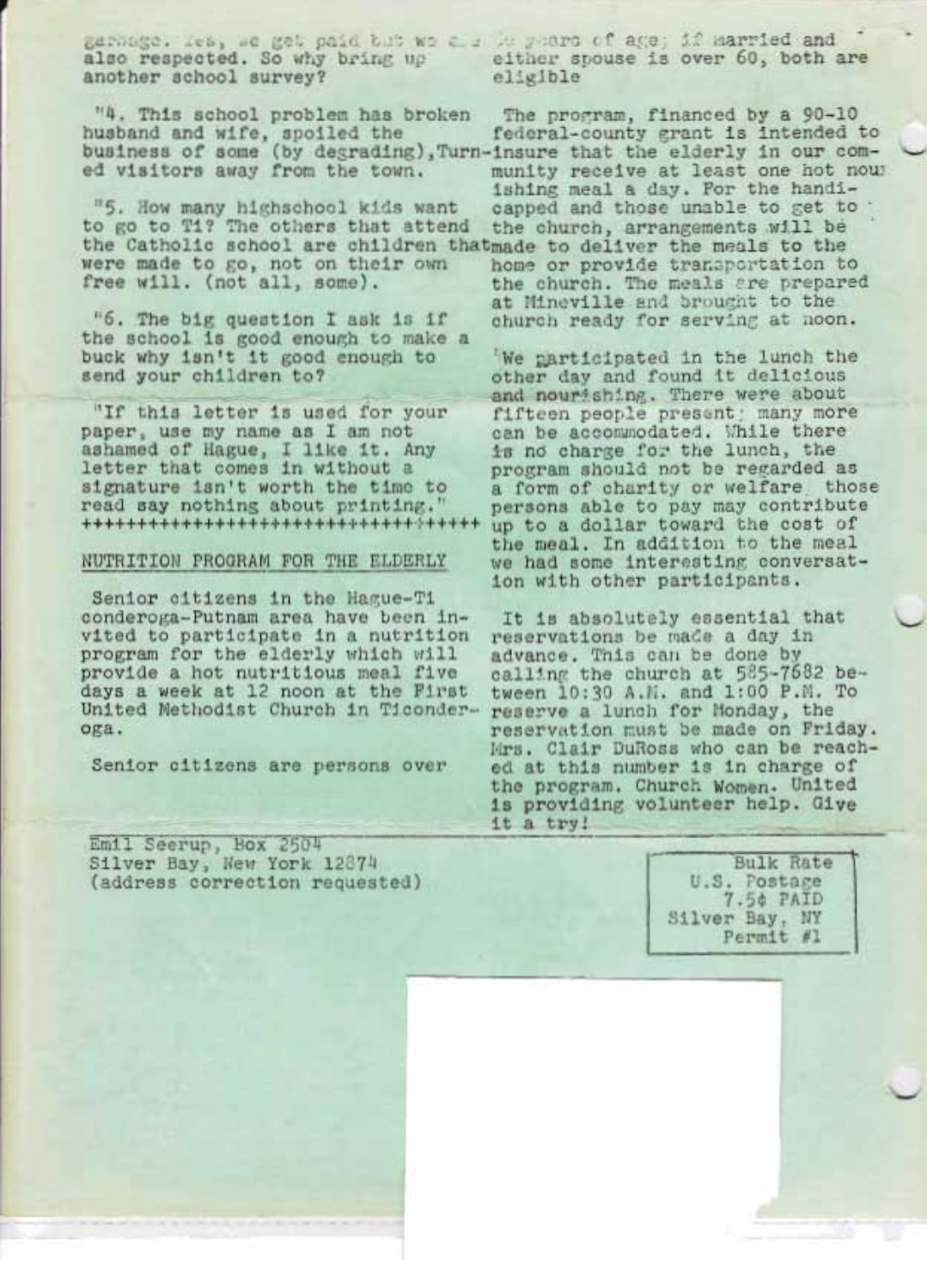garbage. Yes, we get paid but we are also respected. So why bring up another school survey?

"4. This school problem has broken husband and wife, spoiled the business of some (by degrading), Turned visitors away from the town.

"5. How many highschool kids want to go to Ti? The others that attend the Catholic school are children that were made to go, not on their own free will. (not all, some).

"6. The big question I ask is if the school is good enough to make a buck why isn't it good enough to send your children to?

"If this letter is used for your paper, use my name as I am not ashamed of Hague, I like it. Any letter that comes in without a signature isn't worth the time to read say nothing about printing."

++++++++++++++++++++++++++++++++++++

## NUTRITION PROGRAM FOR THE ELDERLY

Senior citizens in the Hague-Ticonderoga-Putnam area have been invited to participate in a nutrition program for the elderly which will provide a hot nutritious meal five days a week at 12 noon at the First United Methodist Church in Ticonderoga.

Senior citizens are persons over 60 years of age; if married and either spouse is over 60, both are eligible

The program, financed by a 90-10 federal-county grant is intended to insure that the elderly in our community receive at least one hot nourishing meal a day. For the handicapped and those unable to get to the church, arrangements will be made to deliver the meals to the home or provide transportation to the church. The meals are prepared at Mineville and brought to the church ready for serving at noon.

We participated in the lunch the other day and found it delicious and nourishing. There were about fifteen people present; many more can be accommodated. While there is no charge for the lunch, the program should not be regarded as a form of charity or welfare, those persons able to pay may contribute up to a dollar toward the cost of the meal. In addition to the meal we had some interesting conversation with other participants.

It is absolutely essential that reservations be made a day in advance. This can be done by calling the church at 585-7682 between 10:30 A.M. and 1:00 P.M. To reserve a lunch for Monday, the reservation must be made on Friday. Mrs. Clair DuRoss who can be reached at this number is in charge of the program. Church Women. United is providing volunteer help. Give it a try!

Emil Seerup, Box 2504
Silver Bay, New York 12874
(address correction requested)

Bulk Rate
U.S. Postage
7.5¢ PAID
Silver Bay, NY
Permit #1